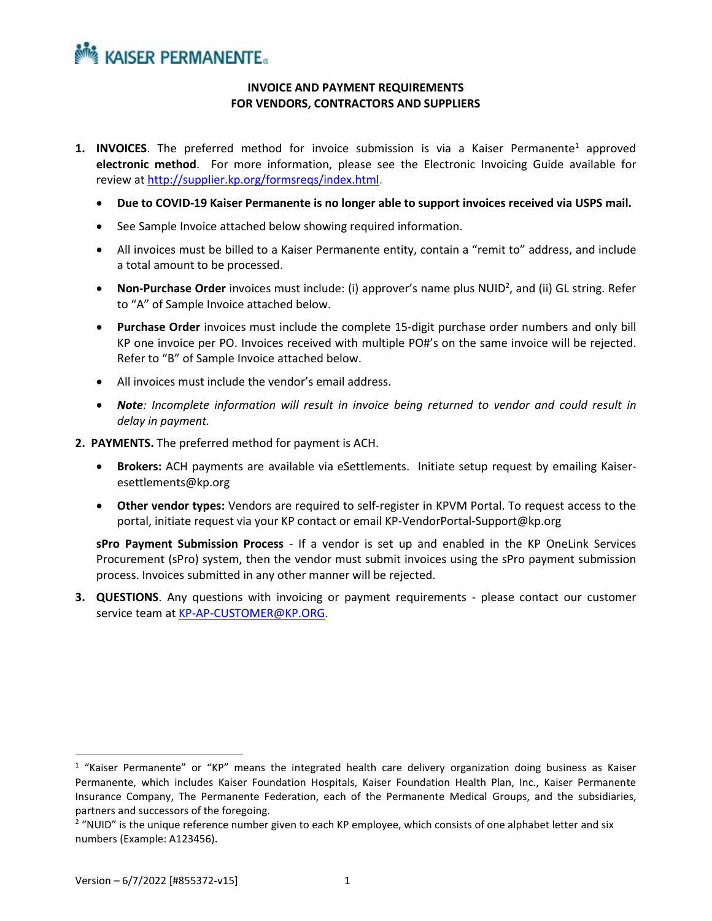KAISER PERMANENTE®

# INVOICE AND PAYMENT REQUIREMENTS
# FOR VENDORS, CONTRACTORS AND SUPPLIERS

1. **INVOICES**. The preferred method for invoice submission is via a Kaiser Permanente[1] approved **electronic method**. For more information, please see the Electronic Invoicing Guide available for review at http://supplier.kp.org/formsreqs/index.html.

   - **Due to COVID-19 Kaiser Permanente is no longer able to support invoices received via USPS mail.**
   - See Sample Invoice attached below showing required information.
   - All invoices must be billed to a Kaiser Permanente entity, contain a "remit to" address, and include a total amount to be processed.
   - **Non-Purchase Order** invoices must include: (i) approver's name plus NUID[2], and (ii) GL string. Refer to "A" of Sample Invoice attached below.
   - **Purchase Order** invoices must include the complete 15-digit purchase order numbers and only bill KP one invoice per PO. Invoices received with multiple PO#'s on the same invoice will be rejected. Refer to "B" of Sample Invoice attached below.
   - All invoices must include the vendor's email address.
   - ***Note****: Incomplete information will result in invoice being returned to vendor and could result in delay in payment.*

2. **PAYMENTS.** The preferred method for payment is ACH.

   - **Brokers:** ACH payments are available via eSettlements. Initiate setup request by emailing Kaiser-esettlements@kp.org
   - **Other vendor types:** Vendors are required to self-register in KPVM Portal. To request access to the portal, initiate request via your KP contact or email KP-VendorPortal-Support@kp.org

   **sPro Payment Submission Process** - If a vendor is set up and enabled in the KP OneLink Services Procurement (sPro) system, then the vendor must submit invoices using the sPro payment submission process. Invoices submitted in any other manner will be rejected.

3. **QUESTIONS**. Any questions with invoicing or payment requirements - please contact our customer service team at KP-AP-CUSTOMER@KP.ORG.

---

[1] "Kaiser Permanente" or "KP" means the integrated health care delivery organization doing business as Kaiser Permanente, which includes Kaiser Foundation Hospitals, Kaiser Foundation Health Plan, Inc., Kaiser Permanente Insurance Company, The Permanente Federation, each of the Permanente Medical Groups, and the subsidiaries, partners and successors of the foregoing.

[2] "NUID" is the unique reference number given to each KP employee, which consists of one alphabet letter and six numbers (Example: A123456).

Version – 6/7/2022 [#855372-v15]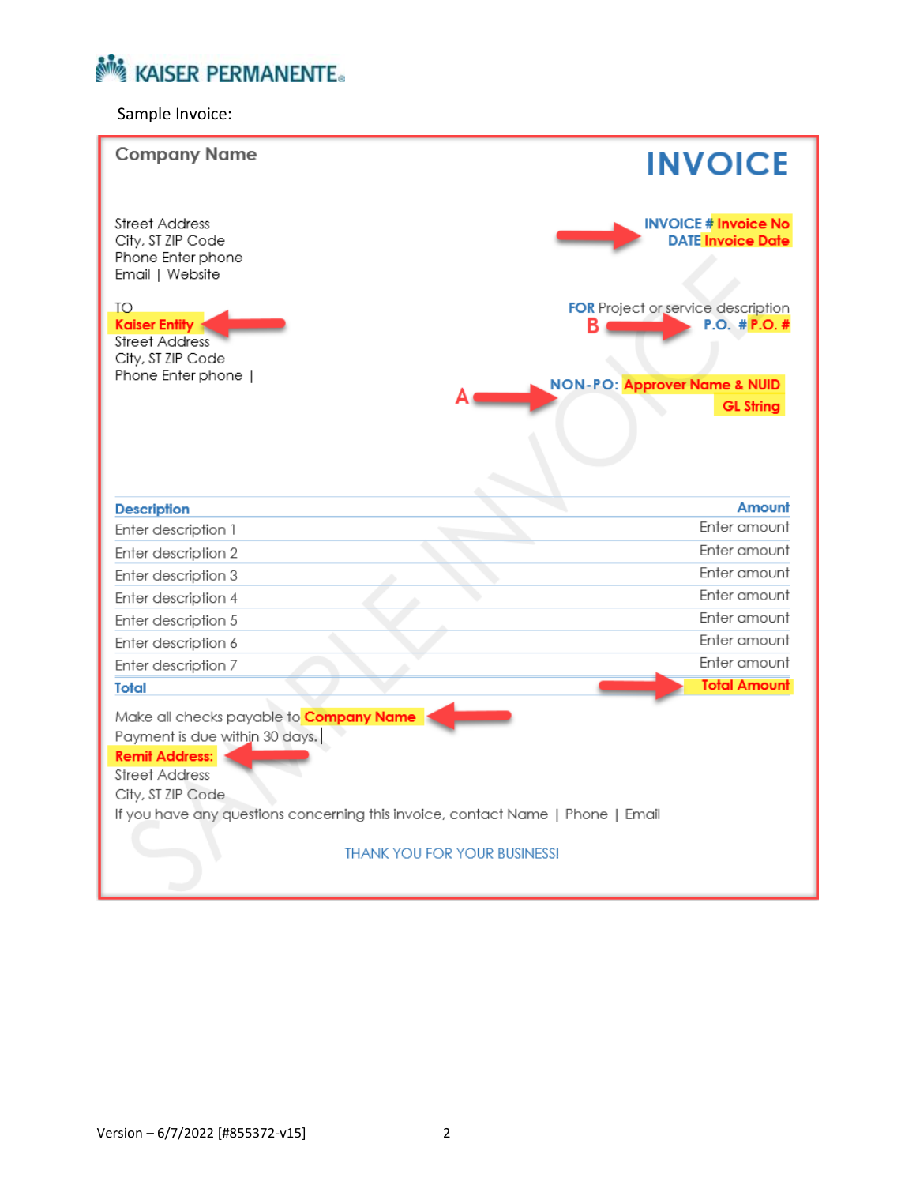Sample Invoice:

**Company Name**

# INVOICE

Street Address
City, ST ZIP Code
Phone Enter phone
Email | Website

INVOICE # **Invoice No**
DATE **Invoice Date**

TO
**Kaiser Entity**
Street Address
City, ST ZIP Code
Phone Enter phone |

FOR Project or service description
B P.O. # **P.O. #**

A NON-PO: **Approver Name & NUID**
**GL String**

| Description | Amount |
|---|---|
| Enter description 1 | Enter amount |
| Enter description 2 | Enter amount |
| Enter description 3 | Enter amount |
| Enter description 4 | Enter amount |
| Enter description 5 | Enter amount |
| Enter description 6 | Enter amount |
| Enter description 7 | Enter amount |
| **Total** | **Total Amount** |

Make all checks payable to **Company Name**
Payment is due within 30 days.
**Remit Address:**
Street Address
City, ST ZIP Code
If you have any questions concerning this invoice, contact Name | Phone | Email

THANK YOU FOR YOUR BUSINESS!

Version – 6/7/2022 [#855372-v15]